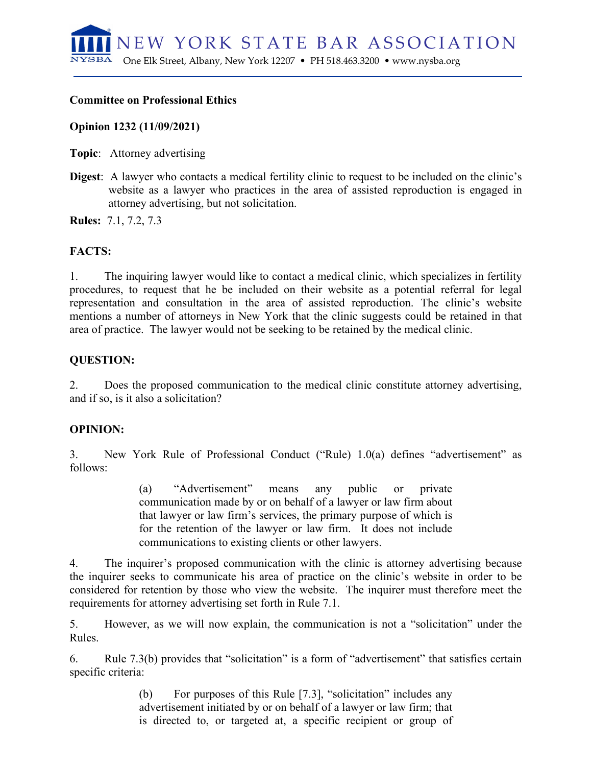NEW YORK STATE BAR ASSOCIATION

One Elk Street, Albany, New York 12207 • PH 518.463.3200 • www.nysba.org

**Committee on Professional Ethics**

**Opinion 1232 (11/09/2021)**

**Topic**: Attorney advertising

**Digest**: A lawyer who contacts a medical fertility clinic to request to be included on the clinic's website as a lawyer who practices in the area of assisted reproduction is engaged in attorney advertising, but not solicitation.

**Rules:** 7.1, 7.2, 7.3

**FACTS:**

1. The inquiring lawyer would like to contact a medical clinic, which specializes in fertility procedures, to request that he be included on their website as a potential referral for legal representation and consultation in the area of assisted reproduction. The clinic's website mentions a number of attorneys in New York that the clinic suggests could be retained in that area of practice. The lawyer would not be seeking to be retained by the medical clinic.

**QUESTION:**

2. Does the proposed communication to the medical clinic constitute attorney advertising, and if so, is it also a solicitation?

**OPINION:**

3. New York Rule of Professional Conduct ("Rule) 1.0(a) defines "advertisement" as follows:

> (a) "Advertisement" means any public or private communication made by or on behalf of a lawyer or law firm about that lawyer or law firm's services, the primary purpose of which is for the retention of the lawyer or law firm. It does not include communications to existing clients or other lawyers.

4. The inquirer's proposed communication with the clinic is attorney advertising because the inquirer seeks to communicate his area of practice on the clinic's website in order to be considered for retention by those who view the website. The inquirer must therefore meet the requirements for attorney advertising set forth in Rule 7.1.

5. However, as we will now explain, the communication is not a "solicitation" under the Rules.

6. Rule 7.3(b) provides that "solicitation" is a form of "advertisement" that satisfies certain specific criteria:

> (b) For purposes of this Rule [7.3], "solicitation" includes any advertisement initiated by or on behalf of a lawyer or law firm; that is directed to, or targeted at, a specific recipient or group of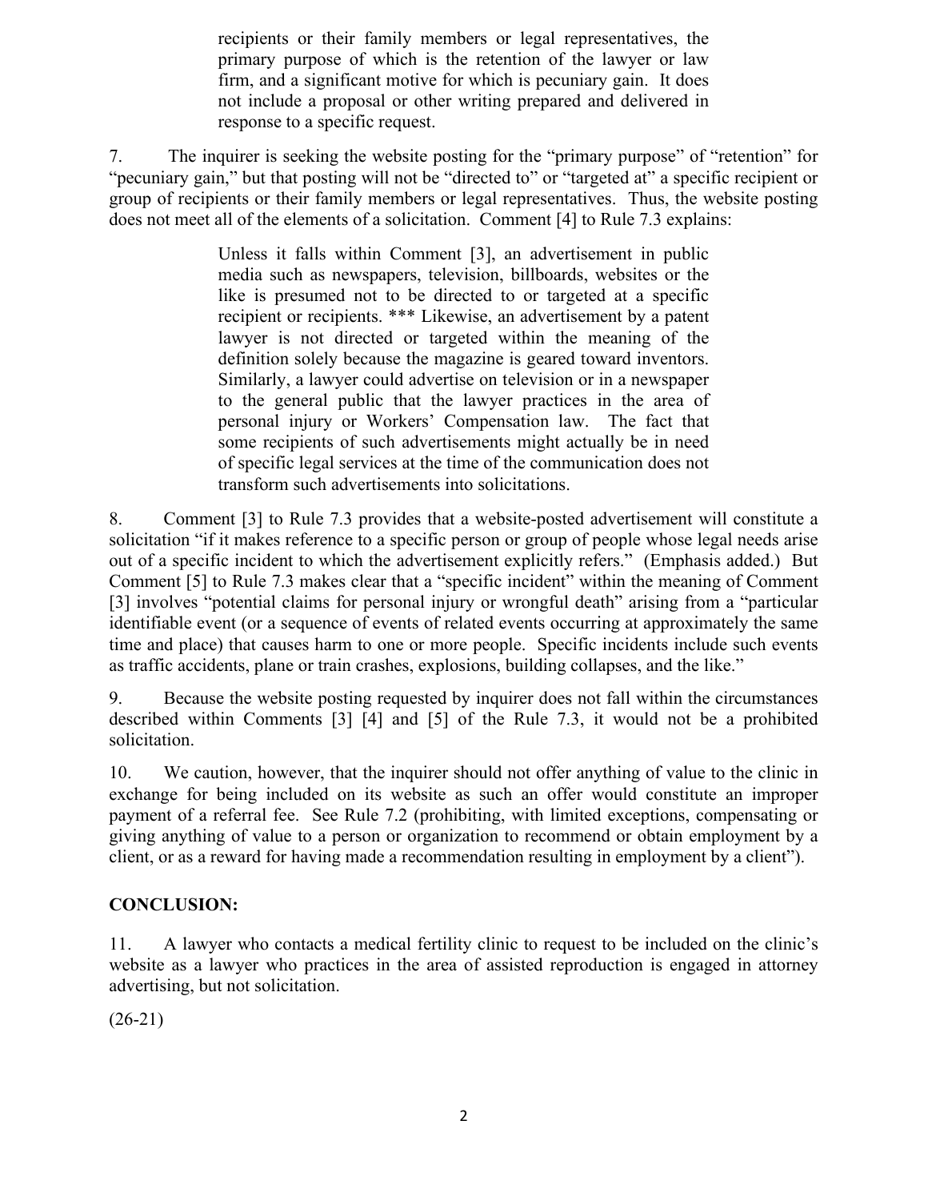> recipients or their family members or legal representatives, the primary purpose of which is the retention of the lawyer or law firm, and a significant motive for which is pecuniary gain. It does not include a proposal or other writing prepared and delivered in response to a specific request.

7. The inquirer is seeking the website posting for the "primary purpose" of "retention" for "pecuniary gain," but that posting will not be "directed to" or "targeted at" a specific recipient or group of recipients or their family members or legal representatives. Thus, the website posting does not meet all of the elements of a solicitation. Comment [4] to Rule 7.3 explains:

> Unless it falls within Comment [3], an advertisement in public media such as newspapers, television, billboards, websites or the like is presumed not to be directed to or targeted at a specific recipient or recipients. *** Likewise, an advertisement by a patent lawyer is not directed or targeted within the meaning of the definition solely because the magazine is geared toward inventors. Similarly, a lawyer could advertise on television or in a newspaper to the general public that the lawyer practices in the area of personal injury or Workers' Compensation law. The fact that some recipients of such advertisements might actually be in need of specific legal services at the time of the communication does not transform such advertisements into solicitations.

8. Comment [3] to Rule 7.3 provides that a website-posted advertisement will constitute a solicitation "if it makes reference to a specific person or group of people whose legal needs arise out of a specific incident to which the advertisement explicitly refers." (Emphasis added.) But Comment [5] to Rule 7.3 makes clear that a "specific incident" within the meaning of Comment [3] involves "potential claims for personal injury or wrongful death" arising from a "particular identifiable event (or a sequence of events of related events occurring at approximately the same time and place) that causes harm to one or more people. Specific incidents include such events as traffic accidents, plane or train crashes, explosions, building collapses, and the like."

9. Because the website posting requested by inquirer does not fall within the circumstances described within Comments [3] [4] and [5] of the Rule 7.3, it would not be a prohibited solicitation.

10. We caution, however, that the inquirer should not offer anything of value to the clinic in exchange for being included on its website as such an offer would constitute an improper payment of a referral fee. See Rule 7.2 (prohibiting, with limited exceptions, compensating or giving anything of value to a person or organization to recommend or obtain employment by a client, or as a reward for having made a recommendation resulting in employment by a client").

**CONCLUSION:**

11. A lawyer who contacts a medical fertility clinic to request to be included on the clinic's website as a lawyer who practices in the area of assisted reproduction is engaged in attorney advertising, but not solicitation.

(26-21)